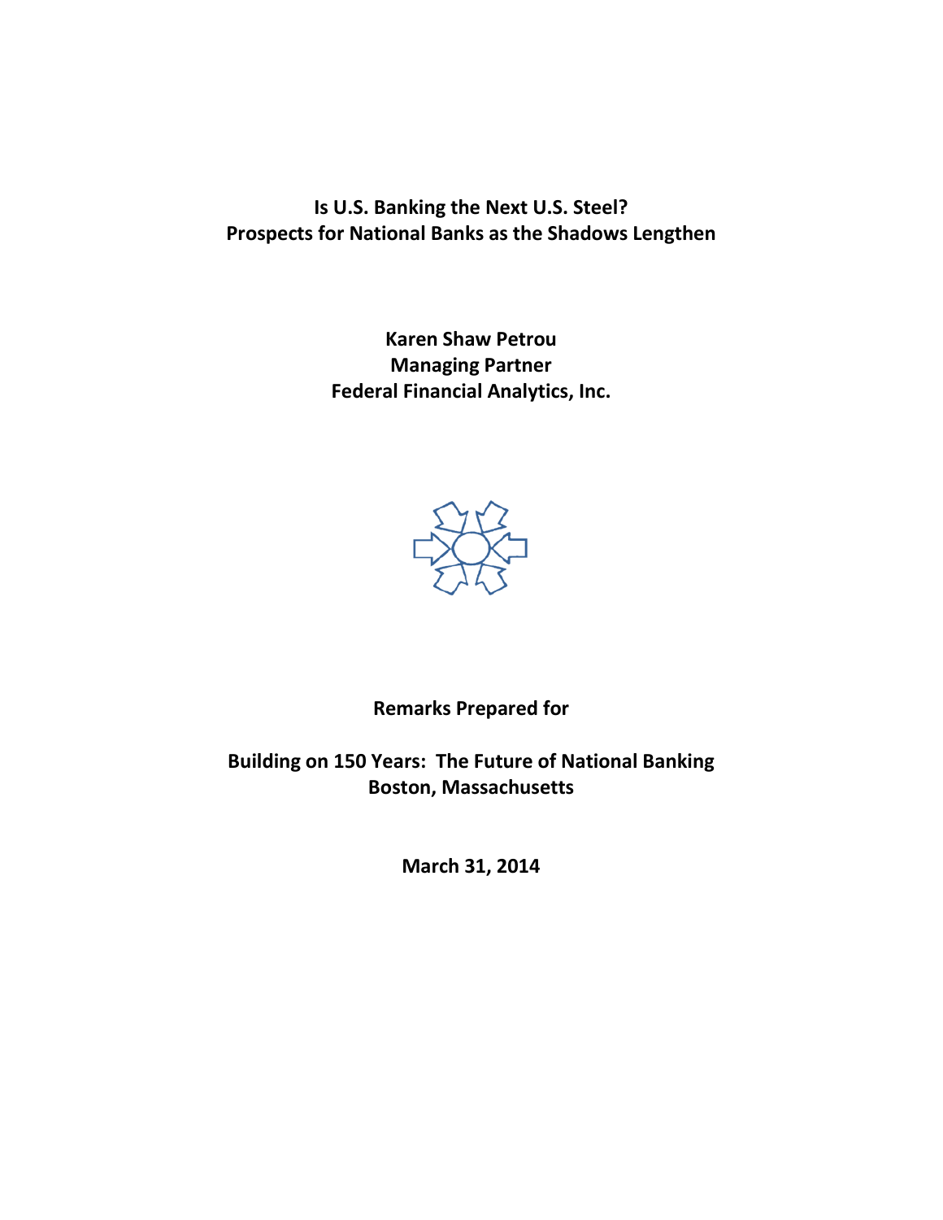# Is U.S. Banking the Next U.S. Steel?
# Prospects for National Banks as the Shadows Lengthen

**Karen Shaw Petrou**
**Managing Partner**
**Federal Financial Analytics, Inc.**

**Remarks Prepared for**

**Building on 150 Years: The Future of National Banking**
**Boston, Massachusetts**

**March 31, 2014**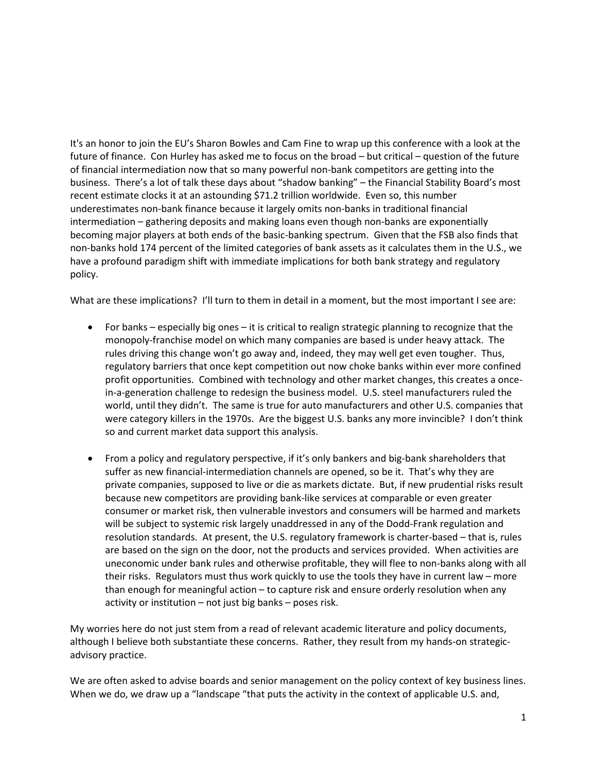It's an honor to join the EU's Sharon Bowles and Cam Fine to wrap up this conference with a look at the future of finance. Con Hurley has asked me to focus on the broad – but critical – question of the future of financial intermediation now that so many powerful non-bank competitors are getting into the business. There's a lot of talk these days about "shadow banking" – the Financial Stability Board's most recent estimate clocks it at an astounding $71.2 trillion worldwide. Even so, this number underestimates non-bank finance because it largely omits non-banks in traditional financial intermediation – gathering deposits and making loans even though non-banks are exponentially becoming major players at both ends of the basic-banking spectrum. Given that the FSB also finds that non-banks hold 174 percent of the limited categories of bank assets as it calculates them in the U.S., we have a profound paradigm shift with immediate implications for both bank strategy and regulatory policy.

What are these implications? I'll turn to them in detail in a moment, but the most important I see are:

- For banks – especially big ones – it is critical to realign strategic planning to recognize that the monopoly-franchise model on which many companies are based is under heavy attack. The rules driving this change won't go away and, indeed, they may well get even tougher. Thus, regulatory barriers that once kept competition out now choke banks within ever more confined profit opportunities. Combined with technology and other market changes, this creates a once-in-a-generation challenge to redesign the business model. U.S. steel manufacturers ruled the world, until they didn't. The same is true for auto manufacturers and other U.S. companies that were category killers in the 1970s. Are the biggest U.S. banks any more invincible? I don't think so and current market data support this analysis.

- From a policy and regulatory perspective, if it's only bankers and big-bank shareholders that suffer as new financial-intermediation channels are opened, so be it. That's why they are private companies, supposed to live or die as markets dictate. But, if new prudential risks result because new competitors are providing bank-like services at comparable or even greater consumer or market risk, then vulnerable investors and consumers will be harmed and markets will be subject to systemic risk largely unaddressed in any of the Dodd-Frank regulation and resolution standards. At present, the U.S. regulatory framework is charter-based – that is, rules are based on the sign on the door, not the products and services provided. When activities are uneconomic under bank rules and otherwise profitable, they will flee to non-banks along with all their risks. Regulators must thus work quickly to use the tools they have in current law – more than enough for meaningful action – to capture risk and ensure orderly resolution when any activity or institution – not just big banks – poses risk.

My worries here do not just stem from a read of relevant academic literature and policy documents, although I believe both substantiate these concerns. Rather, they result from my hands-on strategic-advisory practice.

We are often asked to advise boards and senior management on the policy context of key business lines. When we do, we draw up a "landscape "that puts the activity in the context of applicable U.S. and,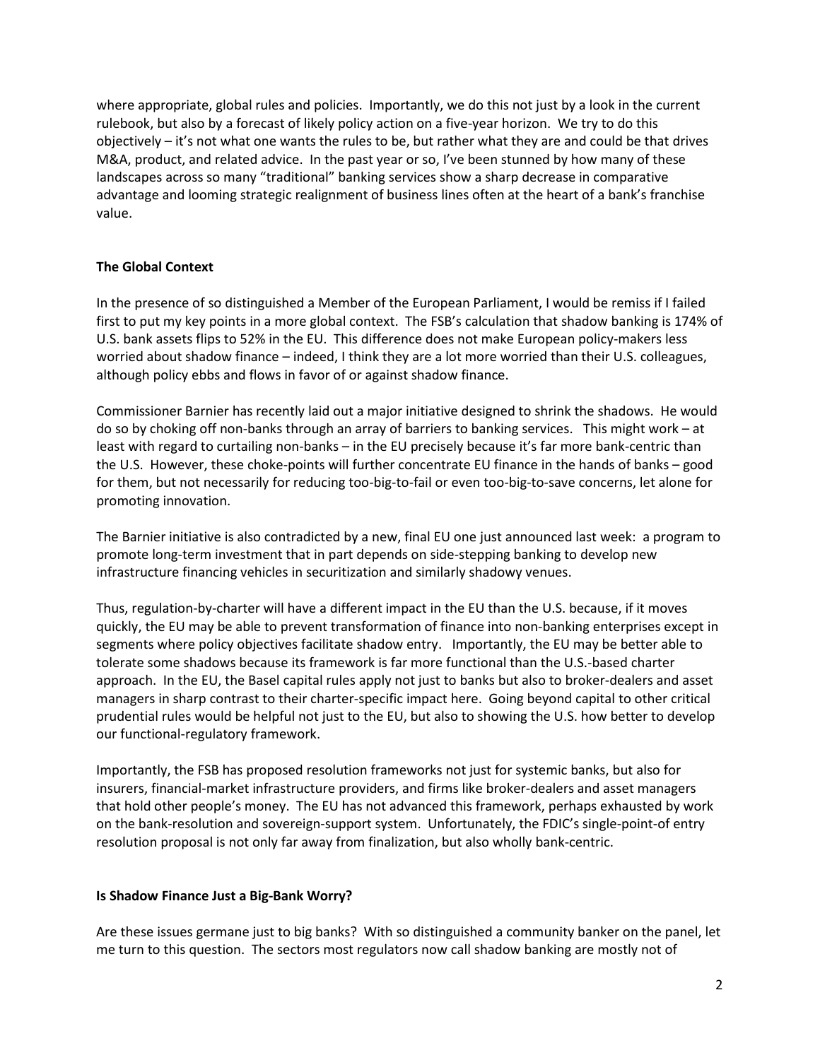where appropriate, global rules and policies. Importantly, we do this not just by a look in the current rulebook, but also by a forecast of likely policy action on a five-year horizon. We try to do this objectively – it's not what one wants the rules to be, but rather what they are and could be that drives M&A, product, and related advice. In the past year or so, I've been stunned by how many of these landscapes across so many "traditional" banking services show a sharp decrease in comparative advantage and looming strategic realignment of business lines often at the heart of a bank's franchise value.

**The Global Context**

In the presence of so distinguished a Member of the European Parliament, I would be remiss if I failed first to put my key points in a more global context. The FSB's calculation that shadow banking is 174% of U.S. bank assets flips to 52% in the EU. This difference does not make European policy-makers less worried about shadow finance – indeed, I think they are a lot more worried than their U.S. colleagues, although policy ebbs and flows in favor of or against shadow finance.

Commissioner Barnier has recently laid out a major initiative designed to shrink the shadows. He would do so by choking off non-banks through an array of barriers to banking services. This might work – at least with regard to curtailing non-banks – in the EU precisely because it's far more bank-centric than the U.S. However, these choke-points will further concentrate EU finance in the hands of banks – good for them, but not necessarily for reducing too-big-to-fail or even too-big-to-save concerns, let alone for promoting innovation.

The Barnier initiative is also contradicted by a new, final EU one just announced last week: a program to promote long-term investment that in part depends on side-stepping banking to develop new infrastructure financing vehicles in securitization and similarly shadowy venues.

Thus, regulation-by-charter will have a different impact in the EU than the U.S. because, if it moves quickly, the EU may be able to prevent transformation of finance into non-banking enterprises except in segments where policy objectives facilitate shadow entry. Importantly, the EU may be better able to tolerate some shadows because its framework is far more functional than the U.S.-based charter approach. In the EU, the Basel capital rules apply not just to banks but also to broker-dealers and asset managers in sharp contrast to their charter-specific impact here. Going beyond capital to other critical prudential rules would be helpful not just to the EU, but also to showing the U.S. how better to develop our functional-regulatory framework.

Importantly, the FSB has proposed resolution frameworks not just for systemic banks, but also for insurers, financial-market infrastructure providers, and firms like broker-dealers and asset managers that hold other people's money. The EU has not advanced this framework, perhaps exhausted by work on the bank-resolution and sovereign-support system. Unfortunately, the FDIC's single-point-of entry resolution proposal is not only far away from finalization, but also wholly bank-centric.

**Is Shadow Finance Just a Big-Bank Worry?**

Are these issues germane just to big banks? With so distinguished a community banker on the panel, let me turn to this question. The sectors most regulators now call shadow banking are mostly not of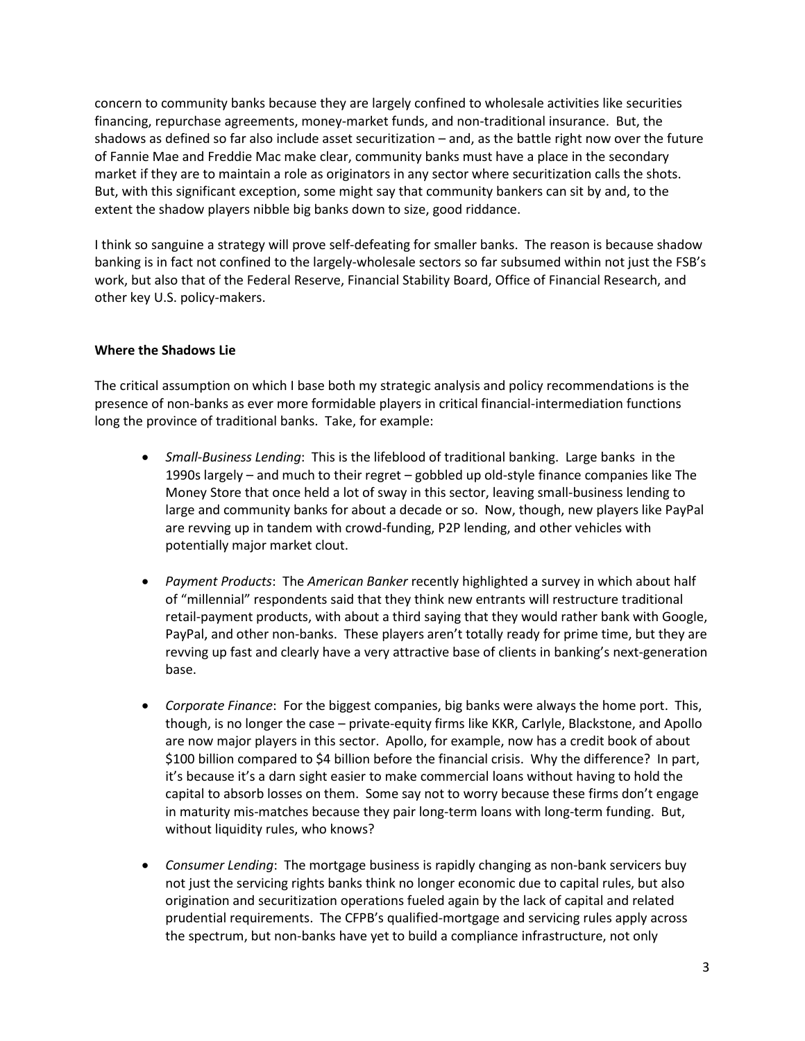concern to community banks because they are largely confined to wholesale activities like securities financing, repurchase agreements, money-market funds, and non-traditional insurance. But, the shadows as defined so far also include asset securitization – and, as the battle right now over the future of Fannie Mae and Freddie Mac make clear, community banks must have a place in the secondary market if they are to maintain a role as originators in any sector where securitization calls the shots. But, with this significant exception, some might say that community bankers can sit by and, to the extent the shadow players nibble big banks down to size, good riddance.

I think so sanguine a strategy will prove self-defeating for smaller banks. The reason is because shadow banking is in fact not confined to the largely-wholesale sectors so far subsumed within not just the FSB's work, but also that of the Federal Reserve, Financial Stability Board, Office of Financial Research, and other key U.S. policy-makers.

**Where the Shadows Lie**

The critical assumption on which I base both my strategic analysis and policy recommendations is the presence of non-banks as ever more formidable players in critical financial-intermediation functions long the province of traditional banks. Take, for example:

- *Small-Business Lending*: This is the lifeblood of traditional banking. Large banks in the 1990s largely – and much to their regret – gobbled up old-style finance companies like The Money Store that once held a lot of sway in this sector, leaving small-business lending to large and community banks for about a decade or so. Now, though, new players like PayPal are revving up in tandem with crowd-funding, P2P lending, and other vehicles with potentially major market clout.

- *Payment Products*: The *American Banker* recently highlighted a survey in which about half of "millennial" respondents said that they think new entrants will restructure traditional retail-payment products, with about a third saying that they would rather bank with Google, PayPal, and other non-banks. These players aren't totally ready for prime time, but they are revving up fast and clearly have a very attractive base of clients in banking's next-generation base.

- *Corporate Finance*: For the biggest companies, big banks were always the home port. This, though, is no longer the case – private-equity firms like KKR, Carlyle, Blackstone, and Apollo are now major players in this sector. Apollo, for example, now has a credit book of about \$100 billion compared to \$4 billion before the financial crisis. Why the difference? In part, it's because it's a darn sight easier to make commercial loans without having to hold the capital to absorb losses on them. Some say not to worry because these firms don't engage in maturity mis-matches because they pair long-term loans with long-term funding. But, without liquidity rules, who knows?

- *Consumer Lending*: The mortgage business is rapidly changing as non-bank servicers buy not just the servicing rights banks think no longer economic due to capital rules, but also origination and securitization operations fueled again by the lack of capital and related prudential requirements. The CFPB's qualified-mortgage and servicing rules apply across the spectrum, but non-banks have yet to build a compliance infrastructure, not only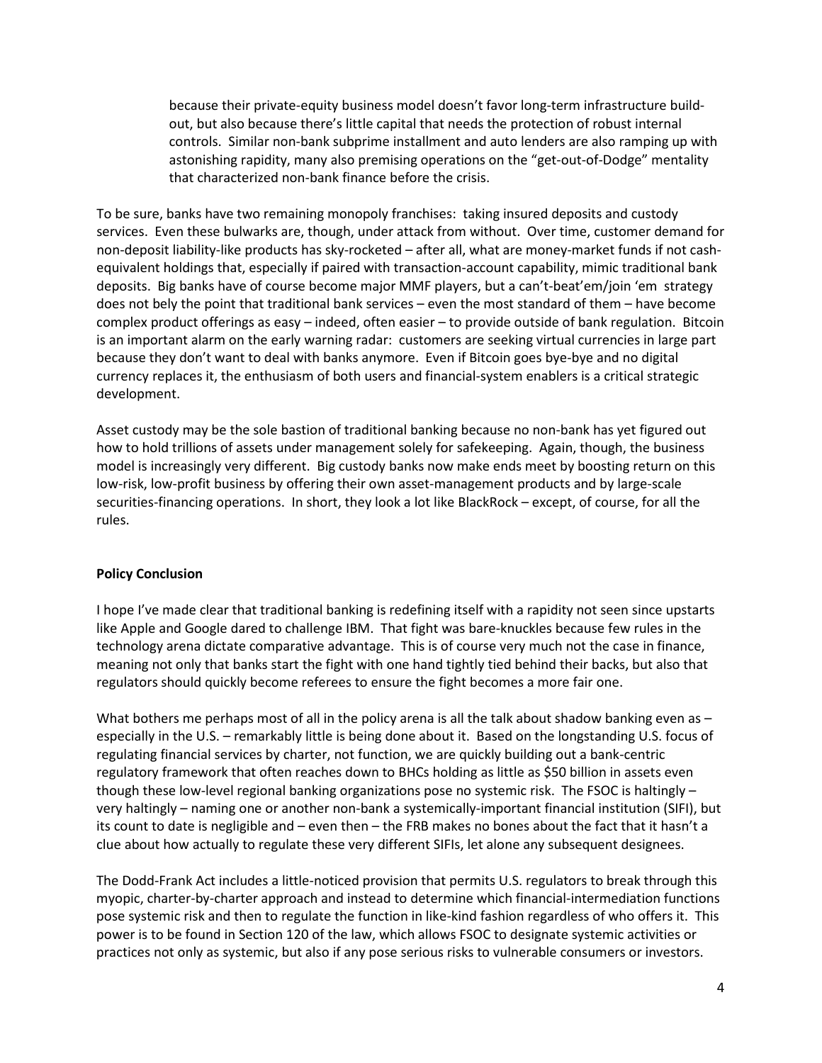> because their private-equity business model doesn't favor long-term infrastructure build-out, but also because there's little capital that needs the protection of robust internal controls. Similar non-bank subprime installment and auto lenders are also ramping up with astonishing rapidity, many also premising operations on the "get-out-of-Dodge" mentality that characterized non-bank finance before the crisis.

To be sure, banks have two remaining monopoly franchises: taking insured deposits and custody services. Even these bulwarks are, though, under attack from without. Over time, customer demand for non-deposit liability-like products has sky-rocketed – after all, what are money-market funds if not cash-equivalent holdings that, especially if paired with transaction-account capability, mimic traditional bank deposits. Big banks have of course become major MMF players, but a can't-beat'em/join 'em strategy does not bely the point that traditional bank services – even the most standard of them – have become complex product offerings as easy – indeed, often easier – to provide outside of bank regulation. Bitcoin is an important alarm on the early warning radar: customers are seeking virtual currencies in large part because they don't want to deal with banks anymore. Even if Bitcoin goes bye-bye and no digital currency replaces it, the enthusiasm of both users and financial-system enablers is a critical strategic development.

Asset custody may be the sole bastion of traditional banking because no non-bank has yet figured out how to hold trillions of assets under management solely for safekeeping. Again, though, the business model is increasingly very different. Big custody banks now make ends meet by boosting return on this low-risk, low-profit business by offering their own asset-management products and by large-scale securities-financing operations. In short, they look a lot like BlackRock – except, of course, for all the rules.

**Policy Conclusion**

I hope I've made clear that traditional banking is redefining itself with a rapidity not seen since upstarts like Apple and Google dared to challenge IBM. That fight was bare-knuckles because few rules in the technology arena dictate comparative advantage. This is of course very much not the case in finance, meaning not only that banks start the fight with one hand tightly tied behind their backs, but also that regulators should quickly become referees to ensure the fight becomes a more fair one.

What bothers me perhaps most of all in the policy arena is all the talk about shadow banking even as – especially in the U.S. – remarkably little is being done about it. Based on the longstanding U.S. focus of regulating financial services by charter, not function, we are quickly building out a bank-centric regulatory framework that often reaches down to BHCs holding as little as $50 billion in assets even though these low-level regional banking organizations pose no systemic risk. The FSOC is haltingly – very haltingly – naming one or another non-bank a systemically-important financial institution (SIFI), but its count to date is negligible and – even then – the FRB makes no bones about the fact that it hasn't a clue about how actually to regulate these very different SIFIs, let alone any subsequent designees.

The Dodd-Frank Act includes a little-noticed provision that permits U.S. regulators to break through this myopic, charter-by-charter approach and instead to determine which financial-intermediation functions pose systemic risk and then to regulate the function in like-kind fashion regardless of who offers it. This power is to be found in Section 120 of the law, which allows FSOC to designate systemic activities or practices not only as systemic, but also if any pose serious risks to vulnerable consumers or investors.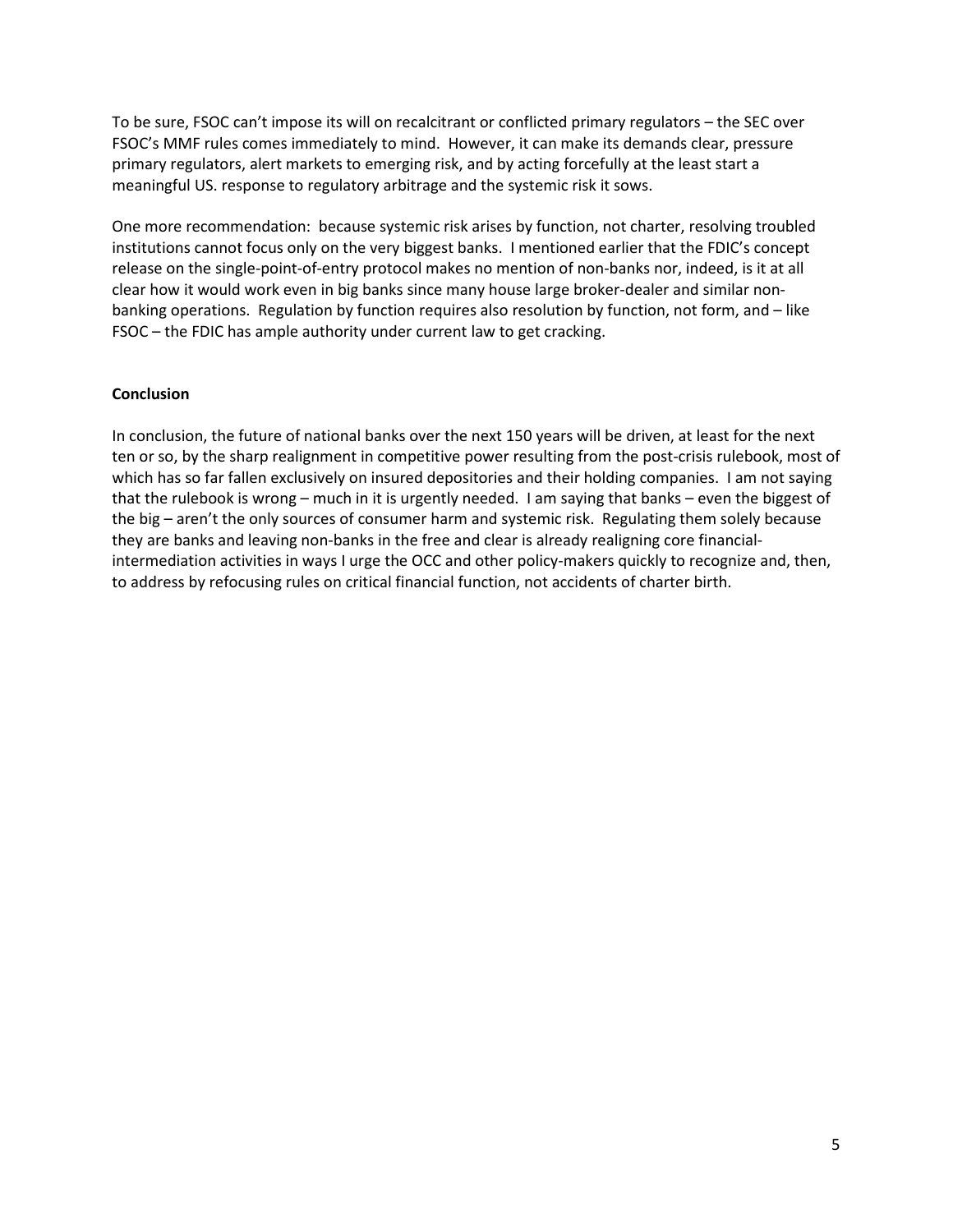To be sure, FSOC can't impose its will on recalcitrant or conflicted primary regulators – the SEC over FSOC's MMF rules comes immediately to mind. However, it can make its demands clear, pressure primary regulators, alert markets to emerging risk, and by acting forcefully at the least start a meaningful US. response to regulatory arbitrage and the systemic risk it sows.

One more recommendation: because systemic risk arises by function, not charter, resolving troubled institutions cannot focus only on the very biggest banks. I mentioned earlier that the FDIC's concept release on the single-point-of-entry protocol makes no mention of non-banks nor, indeed, is it at all clear how it would work even in big banks since many house large broker-dealer and similar non-banking operations. Regulation by function requires also resolution by function, not form, and – like FSOC – the FDIC has ample authority under current law to get cracking.

**Conclusion**

In conclusion, the future of national banks over the next 150 years will be driven, at least for the next ten or so, by the sharp realignment in competitive power resulting from the post-crisis rulebook, most of which has so far fallen exclusively on insured depositories and their holding companies. I am not saying that the rulebook is wrong – much in it is urgently needed. I am saying that banks – even the biggest of the big – aren't the only sources of consumer harm and systemic risk. Regulating them solely because they are banks and leaving non-banks in the free and clear is already realigning core financial-intermediation activities in ways I urge the OCC and other policy-makers quickly to recognize and, then, to address by refocusing rules on critical financial function, not accidents of charter birth.